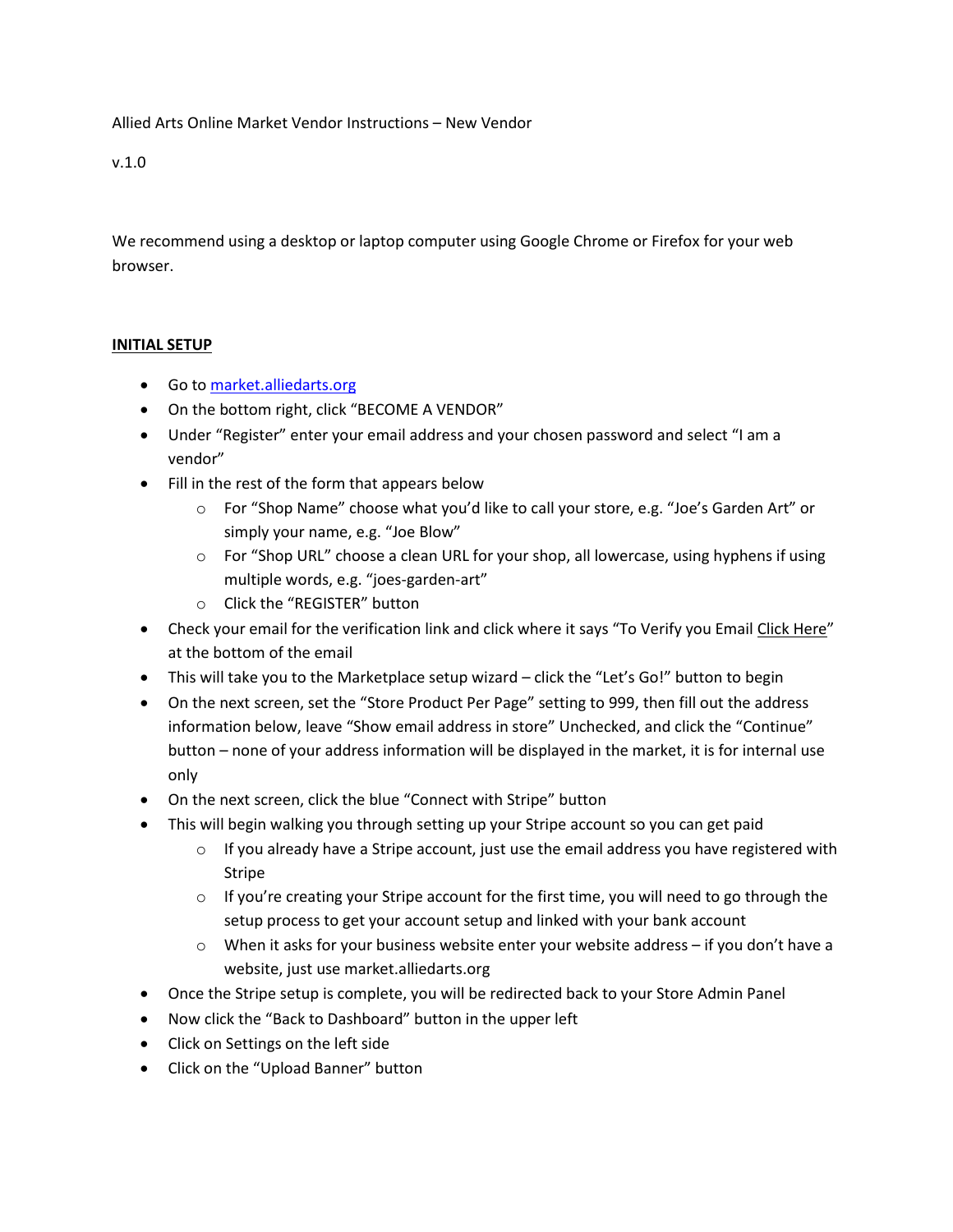Allied Arts Online Market Vendor Instructions – New Vendor

v.1.0

We recommend using a desktop or laptop computer using Google Chrome or Firefox for your web browser.

**INITIAL SETUP**

- Go to [market.alliedarts.org](market.alliedarts.org)
- On the bottom right, click "BECOME A VENDOR"
- Under "Register" enter your email address and your chosen password and select "I am a vendor"
- Fill in the rest of the form that appears below
  - For "Shop Name" choose what you'd like to call your store, e.g. "Joe's Garden Art" or simply your name, e.g. "Joe Blow"
  - For "Shop URL" choose a clean URL for your shop, all lowercase, using hyphens if using multiple words, e.g. "joes-garden-art"
  - Click the "REGISTER" button
- Check your email for the verification link and click where it says "To Verify you Email Click Here" at the bottom of the email
- This will take you to the Marketplace setup wizard – click the "Let's Go!" button to begin
- On the next screen, set the "Store Product Per Page" setting to 999, then fill out the address information below, leave "Show email address in store" Unchecked, and click the "Continue" button – none of your address information will be displayed in the market, it is for internal use only
- On the next screen, click the blue "Connect with Stripe" button
- This will begin walking you through setting up your Stripe account so you can get paid
  - If you already have a Stripe account, just use the email address you have registered with Stripe
  - If you're creating your Stripe account for the first time, you will need to go through the setup process to get your account setup and linked with your bank account
  - When it asks for your business website enter your website address – if you don't have a website, just use market.alliedarts.org
- Once the Stripe setup is complete, you will be redirected back to your Store Admin Panel
- Now click the "Back to Dashboard" button in the upper left
- Click on Settings on the left side
- Click on the "Upload Banner" button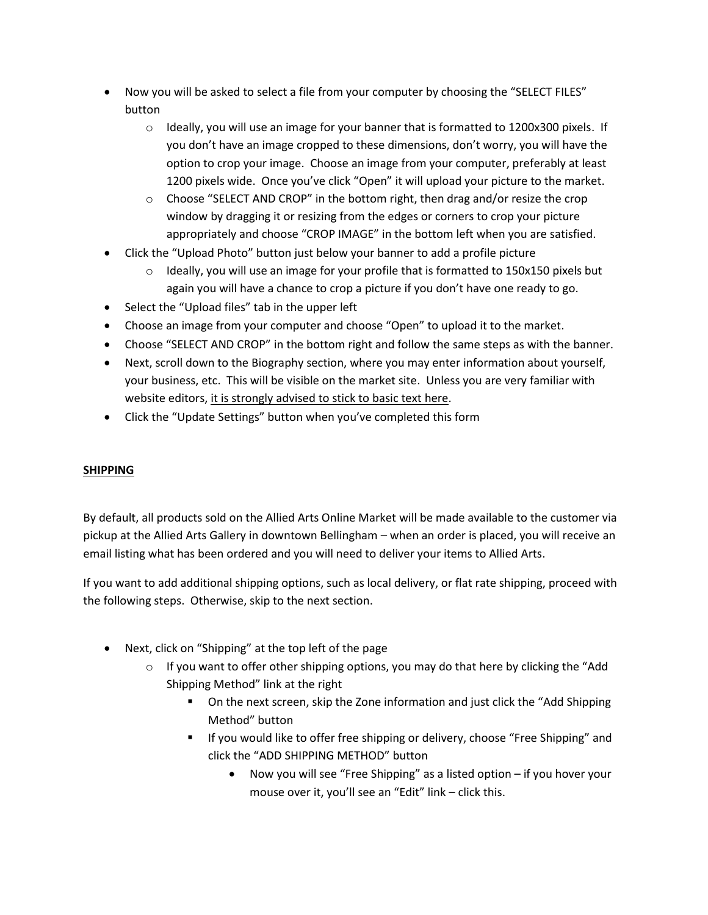- Now you will be asked to select a file from your computer by choosing the "SELECT FILES" button
  - Ideally, you will use an image for your banner that is formatted to 1200x300 pixels. If you don't have an image cropped to these dimensions, don't worry, you will have the option to crop your image. Choose an image from your computer, preferably at least 1200 pixels wide. Once you've click "Open" it will upload your picture to the market.
  - Choose "SELECT AND CROP" in the bottom right, then drag and/or resize the crop window by dragging it or resizing from the edges or corners to crop your picture appropriately and choose "CROP IMAGE" in the bottom left when you are satisfied.
- Click the "Upload Photo" button just below your banner to add a profile picture
  - Ideally, you will use an image for your profile that is formatted to 150x150 pixels but again you will have a chance to crop a picture if you don't have one ready to go.
- Select the "Upload files" tab in the upper left
- Choose an image from your computer and choose "Open" to upload it to the market.
- Choose "SELECT AND CROP" in the bottom right and follow the same steps as with the banner.
- Next, scroll down to the Biography section, where you may enter information about yourself, your business, etc. This will be visible on the market site. Unless you are very familiar with website editors, <u>it is strongly advised to stick to basic text here</u>.
- Click the "Update Settings" button when you've completed this form

## <u>SHIPPING</u>

By default, all products sold on the Allied Arts Online Market will be made available to the customer via pickup at the Allied Arts Gallery in downtown Bellingham – when an order is placed, you will receive an email listing what has been ordered and you will need to deliver your items to Allied Arts.

If you want to add additional shipping options, such as local delivery, or flat rate shipping, proceed with the following steps. Otherwise, skip to the next section.

- Next, click on "Shipping" at the top left of the page
  - If you want to offer other shipping options, you may do that here by clicking the "Add Shipping Method" link at the right
    - On the next screen, skip the Zone information and just click the "Add Shipping Method" button
    - If you would like to offer free shipping or delivery, choose "Free Shipping" and click the "ADD SHIPPING METHOD" button
      - Now you will see "Free Shipping" as a listed option – if you hover your mouse over it, you'll see an "Edit" link – click this.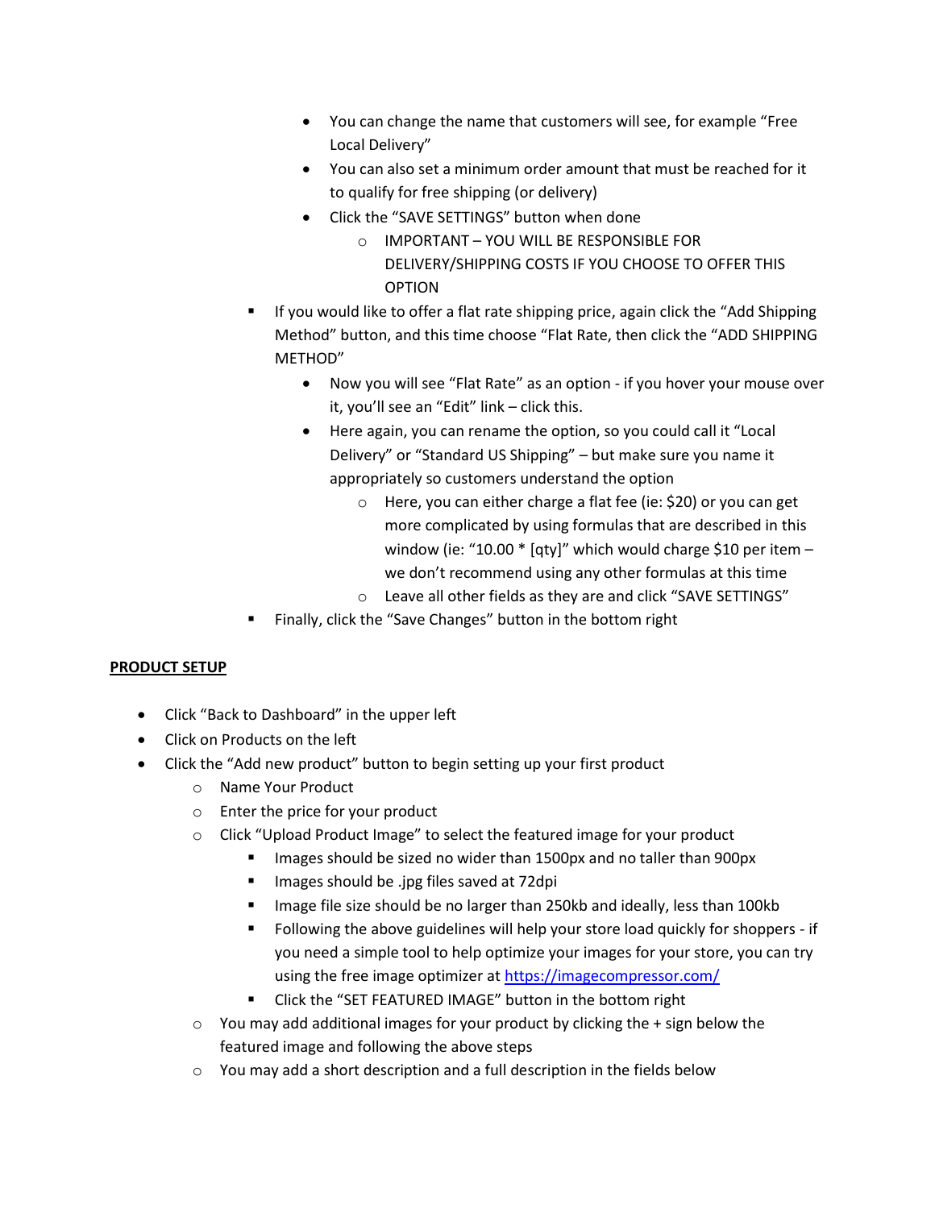- You can change the name that customers will see, for example "Free Local Delivery"
        - You can also set a minimum order amount that must be reached for it to qualify for free shipping (or delivery)
        - Click the "SAVE SETTINGS" button when done
            - IMPORTANT – YOU WILL BE RESPONSIBLE FOR DELIVERY/SHIPPING COSTS IF YOU CHOOSE TO OFFER THIS OPTION
    - If you would like to offer a flat rate shipping price, again click the "Add Shipping Method" button, and this time choose "Flat Rate, then click the "ADD SHIPPING METHOD"
        - Now you will see "Flat Rate" as an option - if you hover your mouse over it, you'll see an "Edit" link – click this.
        - Here again, you can rename the option, so you could call it "Local Delivery" or "Standard US Shipping" – but make sure you name it appropriately so customers understand the option
            - Here, you can either charge a flat fee (ie: $20) or you can get more complicated by using formulas that are described in this window (ie: "10.00 * [qty]" which would charge $10 per item – we don't recommend using any other formulas at this time
            - Leave all other fields as they are and click "SAVE SETTINGS"
    - Finally, click the "Save Changes" button in the bottom right

**PRODUCT SETUP**

- Click "Back to Dashboard" in the upper left
- Click on Products on the left
- Click the "Add new product" button to begin setting up your first product
    - Name Your Product
    - Enter the price for your product
    - Click "Upload Product Image" to select the featured image for your product
        - Images should be sized no wider than 1500px and no taller than 900px
        - Images should be .jpg files saved at 72dpi
        - Image file size should be no larger than 250kb and ideally, less than 100kb
        - Following the above guidelines will help your store load quickly for shoppers - if you need a simple tool to help optimize your images for your store, you can try using the free image optimizer at [https://imagecompressor.com/](https://imagecompressor.com/)
        - Click the "SET FEATURED IMAGE" button in the bottom right
    - You may add additional images for your product by clicking the + sign below the featured image and following the above steps
    - You may add a short description and a full description in the fields below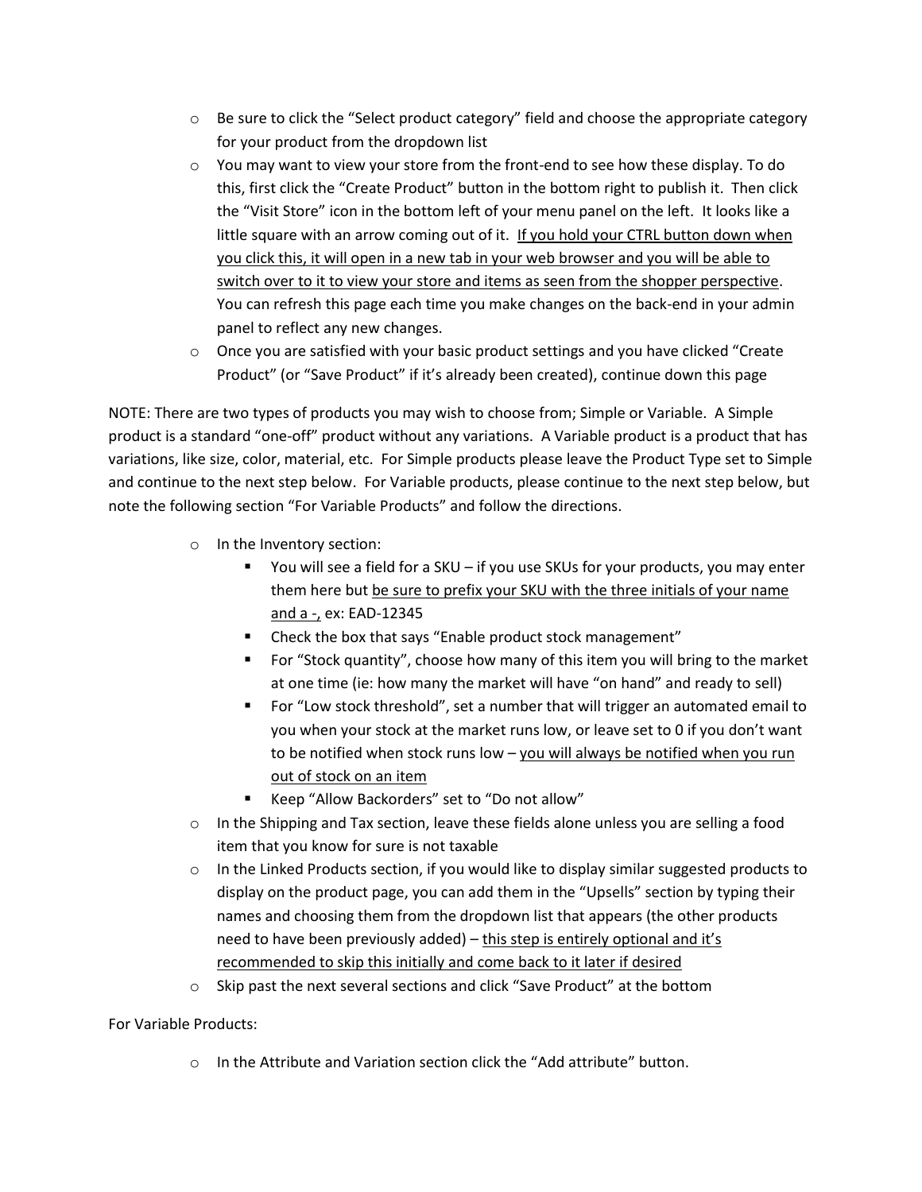- Be sure to click the "Select product category" field and choose the appropriate category for your product from the dropdown list
- You may want to view your store from the front-end to see how these display. To do this, first click the "Create Product" button in the bottom right to publish it. Then click the "Visit Store" icon in the bottom left of your menu panel on the left. It looks like a little square with an arrow coming out of it. <u>If you hold your CTRL button down when you click this, it will open in a new tab in your web browser and you will be able to switch over to it to view your store and items as seen from the shopper perspective</u>. You can refresh this page each time you make changes on the back-end in your admin panel to reflect any new changes.
- Once you are satisfied with your basic product settings and you have clicked "Create Product" (or "Save Product" if it's already been created), continue down this page

NOTE: There are two types of products you may wish to choose from; Simple or Variable. A Simple product is a standard "one-off" product without any variations. A Variable product is a product that has variations, like size, color, material, etc. For Simple products please leave the Product Type set to Simple and continue to the next step below. For Variable products, please continue to the next step below, but note the following section "For Variable Products" and follow the directions.

- In the Inventory section:
  - You will see a field for a SKU – if you use SKUs for your products, you may enter them here but <u>be sure to prefix your SKU with the three initials of your name and a -,</u> ex: EAD-12345
  - Check the box that says "Enable product stock management"
  - For "Stock quantity", choose how many of this item you will bring to the market at one time (ie: how many the market will have "on hand" and ready to sell)
  - For "Low stock threshold", set a number that will trigger an automated email to you when your stock at the market runs low, or leave set to 0 if you don't want to be notified when stock runs low – <u>you will always be notified when you run out of stock on an item</u>
  - Keep "Allow Backorders" set to "Do not allow"
- In the Shipping and Tax section, leave these fields alone unless you are selling a food item that you know for sure is not taxable
- In the Linked Products section, if you would like to display similar suggested products to display on the product page, you can add them in the "Upsells" section by typing their names and choosing them from the dropdown list that appears (the other products need to have been previously added) – <u>this step is entirely optional and it's recommended to skip this initially and come back to it later if desired</u>
- Skip past the next several sections and click "Save Product" at the bottom

For Variable Products:

- In the Attribute and Variation section click the "Add attribute" button.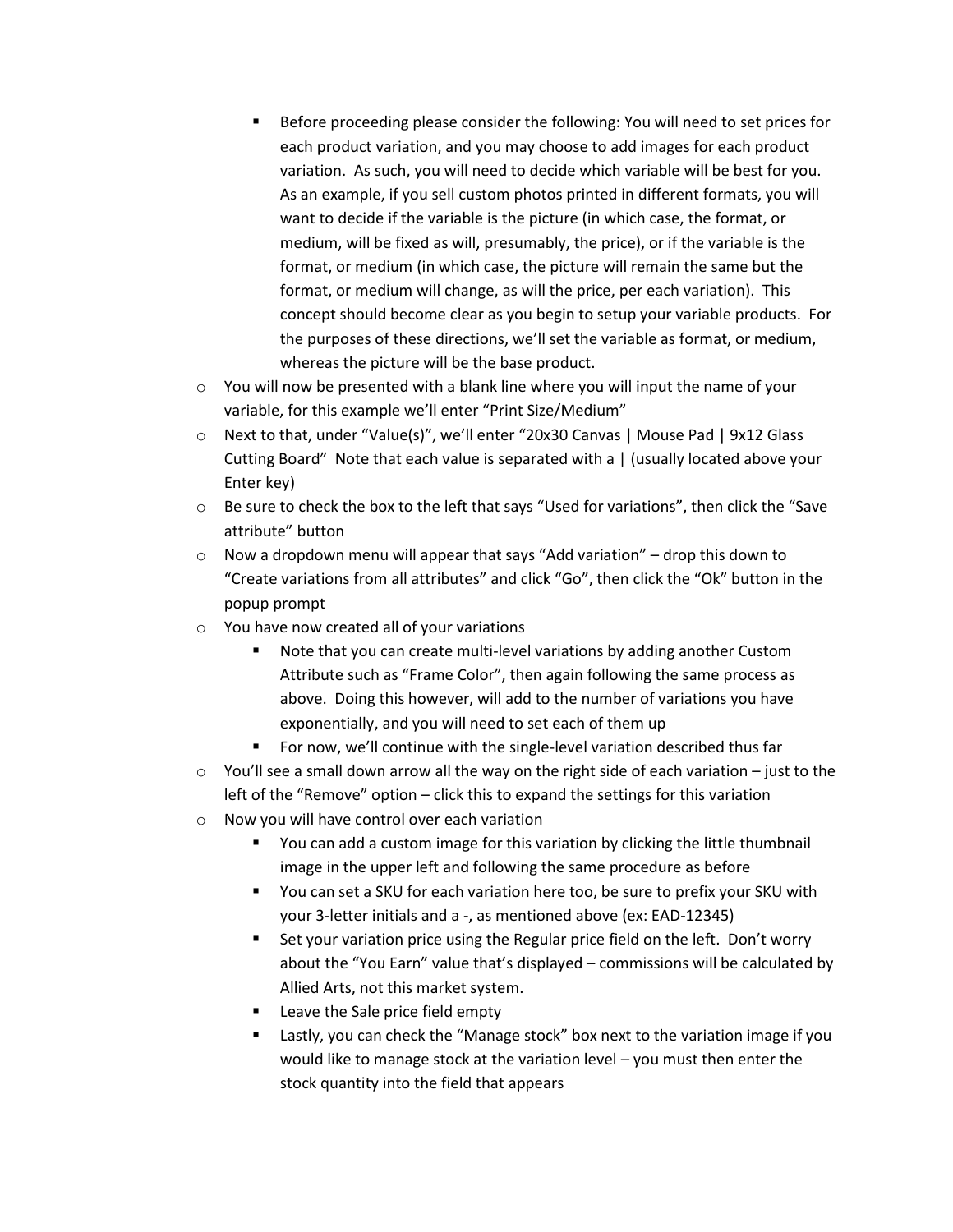- Before proceeding please consider the following: You will need to set prices for each product variation, and you may choose to add images for each product variation. As such, you will need to decide which variable will be best for you. As an example, if you sell custom photos printed in different formats, you will want to decide if the variable is the picture (in which case, the format, or medium, will be fixed as will, presumably, the price), or if the variable is the format, or medium (in which case, the picture will remain the same but the format, or medium will change, as will the price, per each variation). This concept should become clear as you begin to setup your variable products. For the purposes of these directions, we'll set the variable as format, or medium, whereas the picture will be the base product.
  - You will now be presented with a blank line where you will input the name of your variable, for this example we'll enter "Print Size/Medium"
  - Next to that, under "Value(s)", we'll enter "20x30 Canvas | Mouse Pad | 9x12 Glass Cutting Board" Note that each value is separated with a | (usually located above your Enter key)
  - Be sure to check the box to the left that says "Used for variations", then click the "Save attribute" button
  - Now a dropdown menu will appear that says "Add variation" – drop this down to "Create variations from all attributes" and click "Go", then click the "Ok" button in the popup prompt
  - You have now created all of your variations
    - Note that you can create multi-level variations by adding another Custom Attribute such as "Frame Color", then again following the same process as above. Doing this however, will add to the number of variations you have exponentially, and you will need to set each of them up
    - For now, we'll continue with the single-level variation described thus far
  - You'll see a small down arrow all the way on the right side of each variation – just to the left of the "Remove" option – click this to expand the settings for this variation
  - Now you will have control over each variation
    - You can add a custom image for this variation by clicking the little thumbnail image in the upper left and following the same procedure as before
    - You can set a SKU for each variation here too, be sure to prefix your SKU with your 3-letter initials and a -, as mentioned above (ex: EAD-12345)
    - Set your variation price using the Regular price field on the left. Don't worry about the "You Earn" value that's displayed – commissions will be calculated by Allied Arts, not this market system.
    - Leave the Sale price field empty
    - Lastly, you can check the "Manage stock" box next to the variation image if you would like to manage stock at the variation level – you must then enter the stock quantity into the field that appears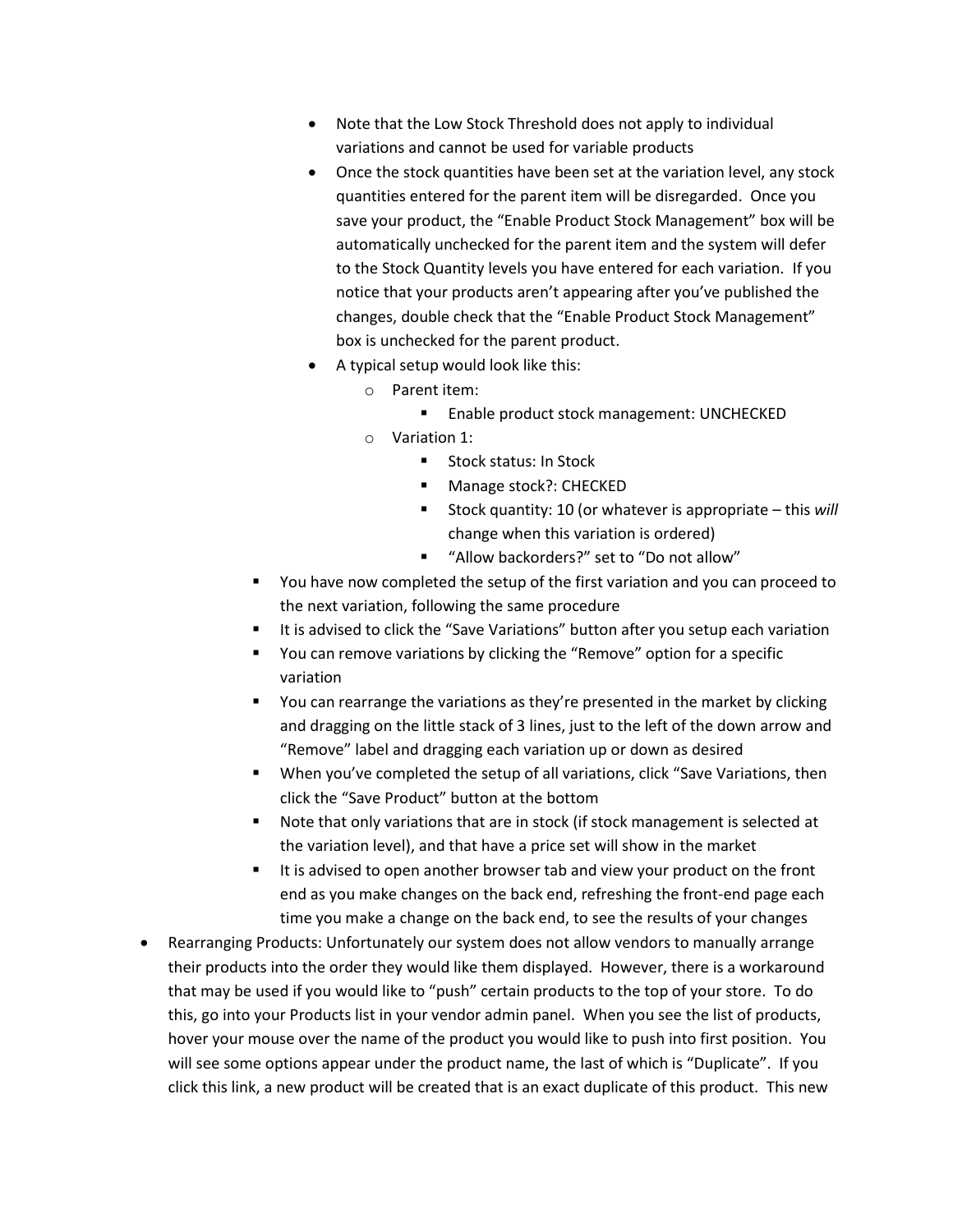- Note that the Low Stock Threshold does not apply to individual variations and cannot be used for variable products
        - Once the stock quantities have been set at the variation level, any stock quantities entered for the parent item will be disregarded. Once you save your product, the “Enable Product Stock Management” box will be automatically unchecked for the parent item and the system will defer to the Stock Quantity levels you have entered for each variation. If you notice that your products aren’t appearing after you’ve published the changes, double check that the “Enable Product Stock Management” box is unchecked for the parent product.
        - A typical setup would look like this:
          - Parent item:
            - Enable product stock management: UNCHECKED
          - Variation 1:
            - Stock status: In Stock
            - Manage stock?: CHECKED
            - Stock quantity: 10 (or whatever is appropriate – this *will* change when this variation is ordered)
            - “Allow backorders?” set to “Do not allow”
      - You have now completed the setup of the first variation and you can proceed to the next variation, following the same procedure
      - It is advised to click the “Save Variations” button after you setup each variation
      - You can remove variations by clicking the “Remove” option for a specific variation
      - You can rearrange the variations as they’re presented in the market by clicking and dragging on the little stack of 3 lines, just to the left of the down arrow and “Remove” label and dragging each variation up or down as desired
      - When you’ve completed the setup of all variations, click “Save Variations, then click the “Save Product” button at the bottom
      - Note that only variations that are in stock (if stock management is selected at the variation level), and that have a price set will show in the market
      - It is advised to open another browser tab and view your product on the front end as you make changes on the back end, refreshing the front-end page each time you make a change on the back end, to see the results of your changes
- Rearranging Products: Unfortunately our system does not allow vendors to manually arrange their products into the order they would like them displayed. However, there is a workaround that may be used if you would like to “push” certain products to the top of your store. To do this, go into your Products list in your vendor admin panel. When you see the list of products, hover your mouse over the name of the product you would like to push into first position. You will see some options appear under the product name, the last of which is “Duplicate”. If you click this link, a new product will be created that is an exact duplicate of this product. This new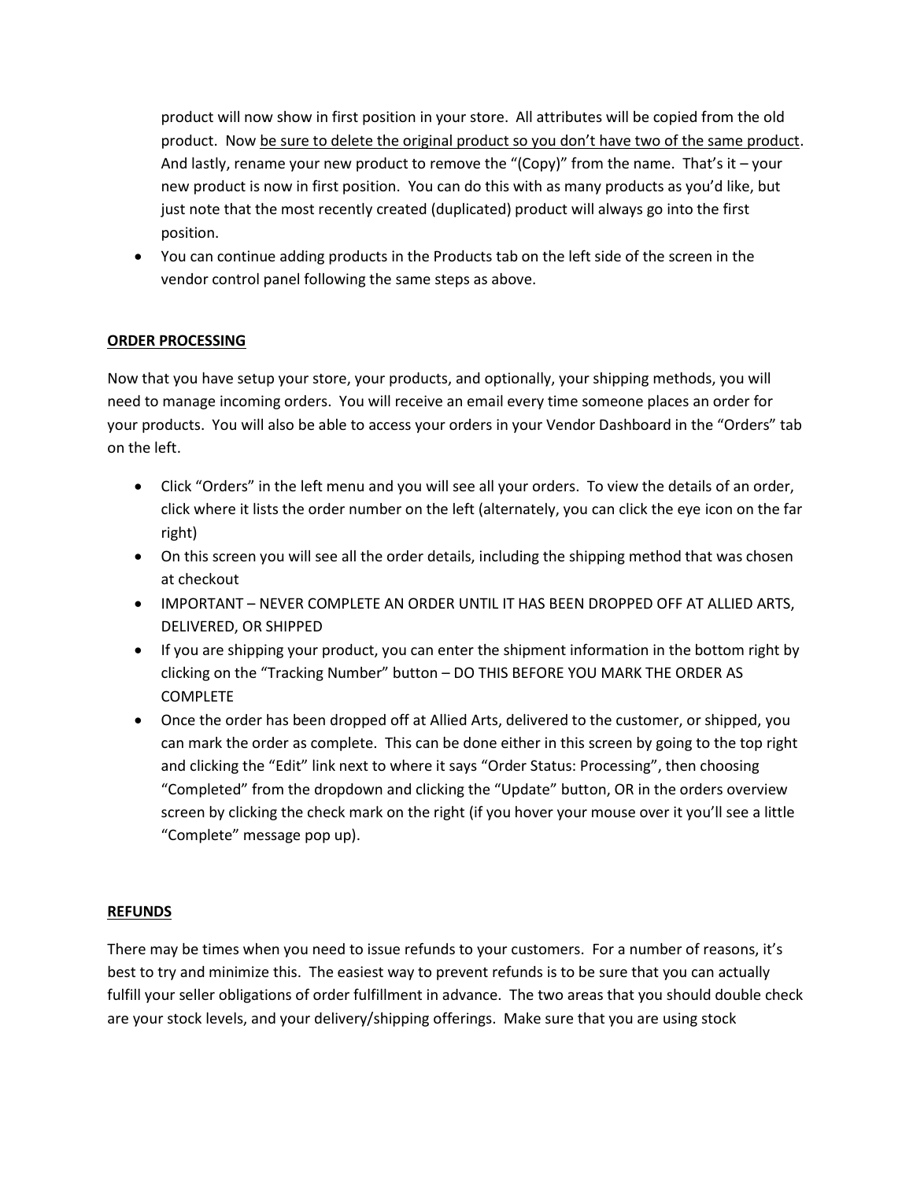product will now show in first position in your store. All attributes will be copied from the old product. Now <u>be sure to delete the original product so you don't have two of the same product</u>. And lastly, rename your new product to remove the "(Copy)" from the name. That's it – your new product is now in first position. You can do this with as many products as you'd like, but just note that the most recently created (duplicated) product will always go into the first position.

- You can continue adding products in the Products tab on the left side of the screen in the vendor control panel following the same steps as above.

## ORDER PROCESSING

Now that you have setup your store, your products, and optionally, your shipping methods, you will need to manage incoming orders. You will receive an email every time someone places an order for your products. You will also be able to access your orders in your Vendor Dashboard in the "Orders" tab on the left.

- Click "Orders" in the left menu and you will see all your orders. To view the details of an order, click where it lists the order number on the left (alternately, you can click the eye icon on the far right)
- On this screen you will see all the order details, including the shipping method that was chosen at checkout
- IMPORTANT – NEVER COMPLETE AN ORDER UNTIL IT HAS BEEN DROPPED OFF AT ALLIED ARTS, DELIVERED, OR SHIPPED
- If you are shipping your product, you can enter the shipment information in the bottom right by clicking on the "Tracking Number" button – DO THIS BEFORE YOU MARK THE ORDER AS COMPLETE
- Once the order has been dropped off at Allied Arts, delivered to the customer, or shipped, you can mark the order as complete. This can be done either in this screen by going to the top right and clicking the "Edit" link next to where it says "Order Status: Processing", then choosing "Completed" from the dropdown and clicking the "Update" button, OR in the orders overview screen by clicking the check mark on the right (if you hover your mouse over it you'll see a little "Complete" message pop up).

## REFUNDS

There may be times when you need to issue refunds to your customers. For a number of reasons, it's best to try and minimize this. The easiest way to prevent refunds is to be sure that you can actually fulfill your seller obligations of order fulfillment in advance. The two areas that you should double check are your stock levels, and your delivery/shipping offerings. Make sure that you are using stock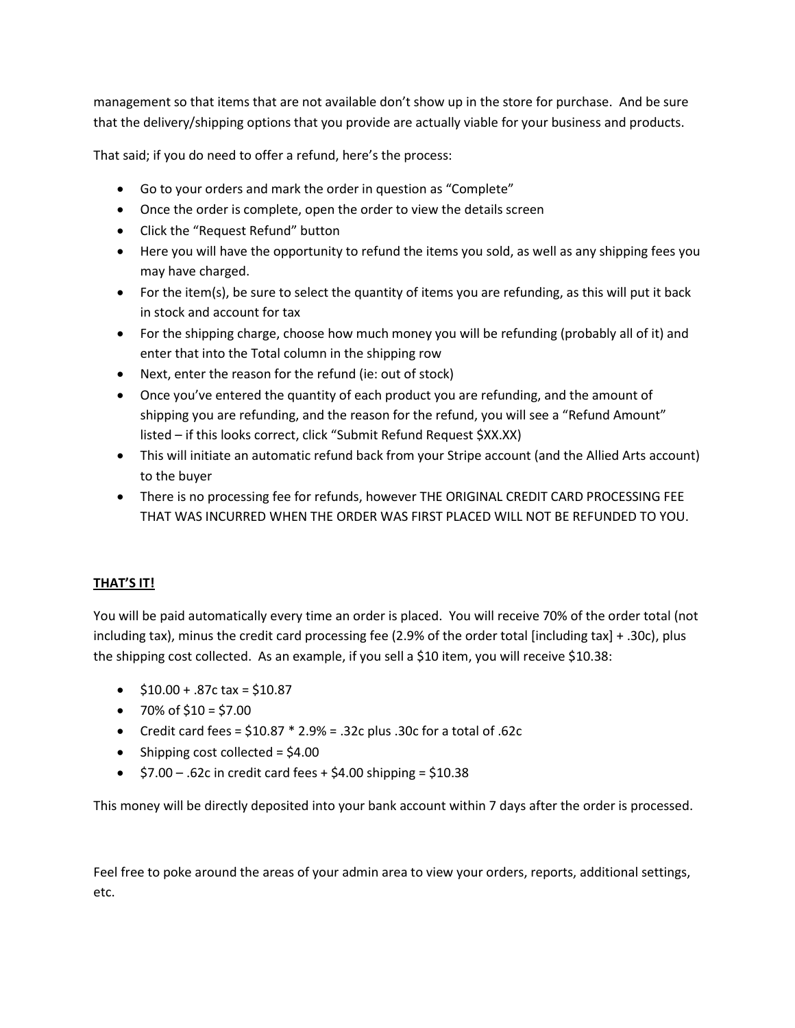management so that items that are not available don't show up in the store for purchase. And be sure that the delivery/shipping options that you provide are actually viable for your business and products.

That said; if you do need to offer a refund, here's the process:

- Go to your orders and mark the order in question as "Complete"
- Once the order is complete, open the order to view the details screen
- Click the "Request Refund" button
- Here you will have the opportunity to refund the items you sold, as well as any shipping fees you may have charged.
- For the item(s), be sure to select the quantity of items you are refunding, as this will put it back in stock and account for tax
- For the shipping charge, choose how much money you will be refunding (probably all of it) and enter that into the Total column in the shipping row
- Next, enter the reason for the refund (ie: out of stock)
- Once you've entered the quantity of each product you are refunding, and the amount of shipping you are refunding, and the reason for the refund, you will see a "Refund Amount" listed – if this looks correct, click "Submit Refund Request $XX.XX)
- This will initiate an automatic refund back from your Stripe account (and the Allied Arts account) to the buyer
- There is no processing fee for refunds, however THE ORIGINAL CREDIT CARD PROCESSING FEE THAT WAS INCURRED WHEN THE ORDER WAS FIRST PLACED WILL NOT BE REFUNDED TO YOU.

**<u>THAT'S IT!</u>**

You will be paid automatically every time an order is placed. You will receive 70% of the order total (not including tax), minus the credit card processing fee (2.9% of the order total [including tax] + .30c), plus the shipping cost collected. As an example, if you sell a $10 item, you will receive $10.38:

- $10.00 + .87c tax = $10.87
- 70% of $10 = $7.00
- Credit card fees = $10.87 * 2.9% = .32c plus .30c for a total of .62c
- Shipping cost collected = $4.00
- $7.00 – .62c in credit card fees + $4.00 shipping = $10.38

This money will be directly deposited into your bank account within 7 days after the order is processed.

Feel free to poke around the areas of your admin area to view your orders, reports, additional settings, etc.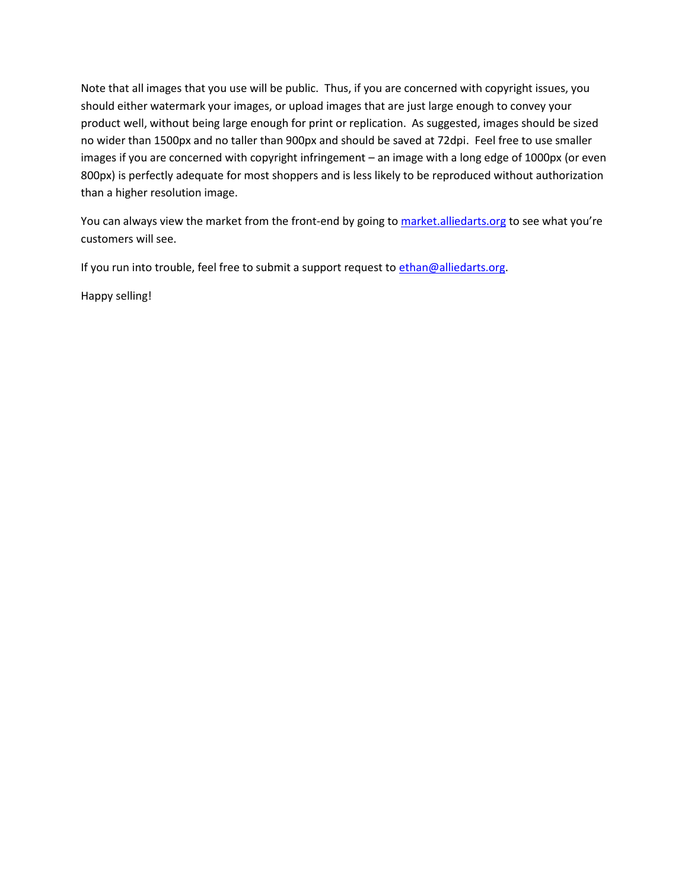Note that all images that you use will be public. Thus, if you are concerned with copyright issues, you should either watermark your images, or upload images that are just large enough to convey your product well, without being large enough for print or replication. As suggested, images should be sized no wider than 1500px and no taller than 900px and should be saved at 72dpi. Feel free to use smaller images if you are concerned with copyright infringement – an image with a long edge of 1000px (or even 800px) is perfectly adequate for most shoppers and is less likely to be reproduced without authorization than a higher resolution image.

You can always view the market from the front-end by going to [market.alliedarts.org](http://market.alliedarts.org) to see what you're customers will see.

If you run into trouble, feel free to submit a support request to [ethan@alliedarts.org](mailto:ethan@alliedarts.org).

Happy selling!